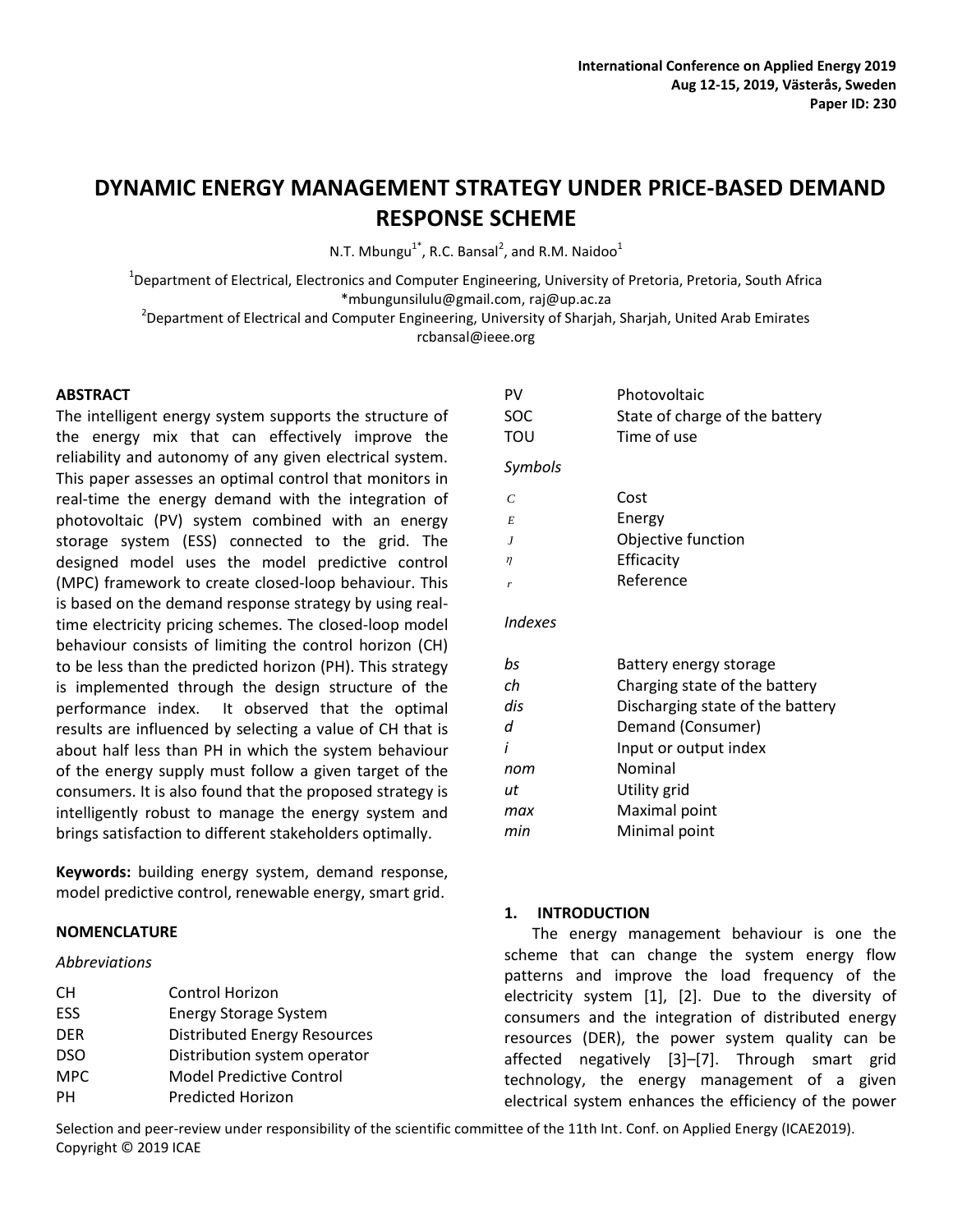# DYNAMIC ENERGY MANAGEMENT STRATEGY UNDER PRICE-BASED DEMAND RESPONSE SCHEME

N.T. Mbungu[1*], R.C. Bansal[2], and R.M. Naidoo[1]

[1]Department of Electrical, Electronics and Computer Engineering, University of Pretoria, Pretoria, South Africa
*mbungunsilulu@gmail.com, raj@up.ac.za
[2]Department of Electrical and Computer Engineering, University of Sharjah, Sharjah, United Arab Emirates
rcbansal@ieee.org

## ABSTRACT

The intelligent energy system supports the structure of the energy mix that can effectively improve the reliability and autonomy of any given electrical system. This paper assesses an optimal control that monitors in real-time the energy demand with the integration of photovoltaic (PV) system combined with an energy storage system (ESS) connected to the grid. The designed model uses the model predictive control (MPC) framework to create closed-loop behaviour. This is based on the demand response strategy by using real-time electricity pricing schemes. The closed-loop model behaviour consists of limiting the control horizon (CH) to be less than the predicted horizon (PH). This strategy is implemented through the design structure of the performance index. It observed that the optimal results are influenced by selecting a value of CH that is about half less than PH in which the system behaviour of the energy supply must follow a given target of the consumers. It is also found that the proposed strategy is intelligently robust to manage the energy system and brings satisfaction to different stakeholders optimally.

**Keywords:** building energy system, demand response, model predictive control, renewable energy, smart grid.

## NOMENCLATURE

*Abbreviations*

| | |
|---|---|
| CH | Control Horizon |
| ESS | Energy Storage System |
| DER | Distributed Energy Resources |
| DSO | Distribution system operator |
| MPC | Model Predictive Control |
| PH | Predicted Horizon |
| PV | Photovoltaic |
| SOC | State of charge of the battery |
| TOU | Time of use |

*Symbols*

| | |
|---|---|
| $C$ | Cost |
| $E$ | Energy |
| $J$ | Objective function |
| $\eta$ | Efficacity |
| $r$ | Reference |

*Indexes*

| | |
|---|---|
| *bs* | Battery energy storage |
| *ch* | Charging state of the battery |
| *dis* | Discharging state of the battery |
| *d* | Demand (Consumer) |
| *i* | Input or output index |
| *nom* | Nominal |
| *ut* | Utility grid |
| *max* | Maximal point |
| *min* | Minimal point |

## 1. INTRODUCTION

The energy management behaviour is one the scheme that can change the system energy flow patterns and improve the load frequency of the electricity system [1], [2]. Due to the diversity of consumers and the integration of distributed energy resources (DER), the power system quality can be affected negatively [3]–[7]. Through smart grid technology, the energy management of a given electrical system enhances the efficiency of the power

Selection and peer-review under responsibility of the scientific committee of the 11th Int. Conf. on Applied Energy (ICAE2019).
Copyright © 2019 ICAE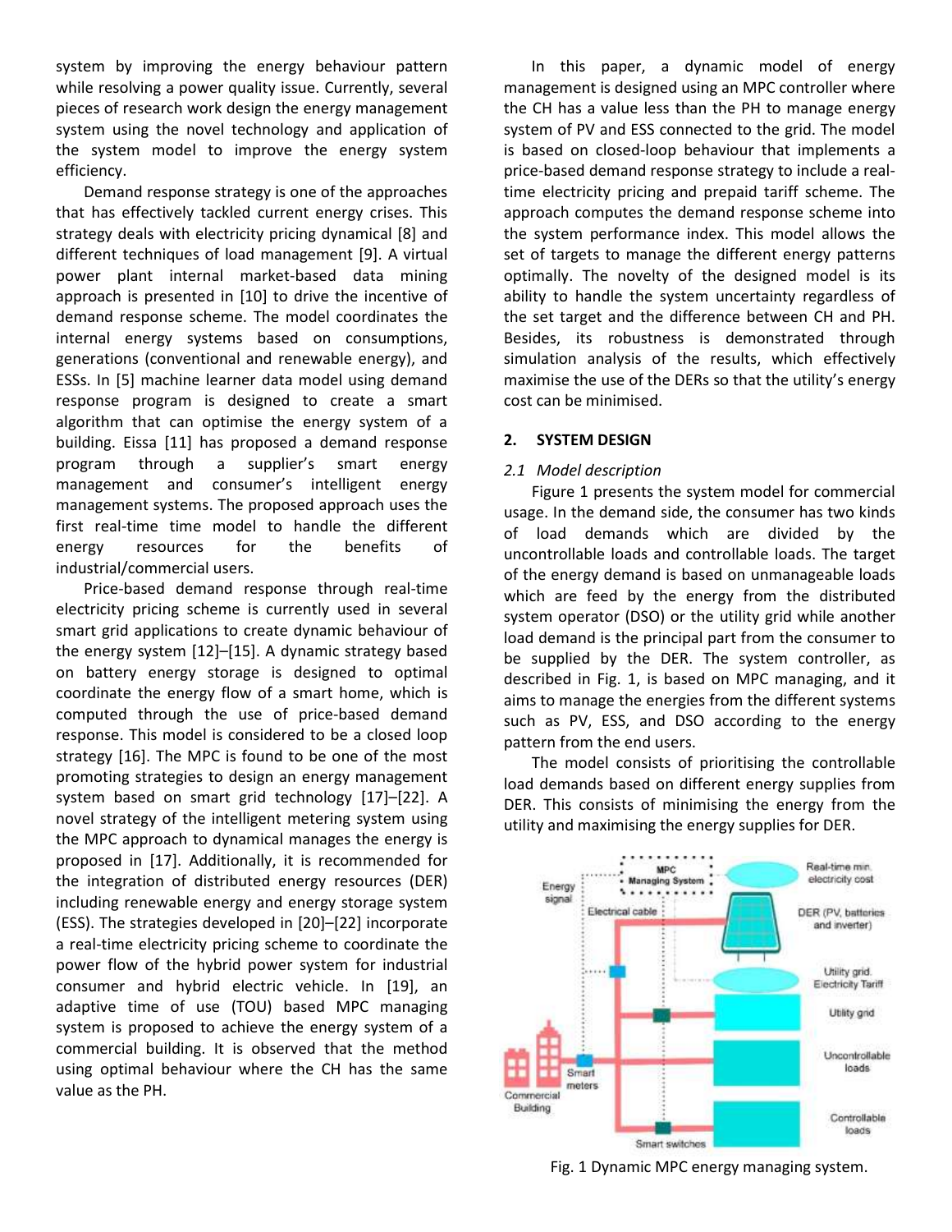system by improving the energy behaviour pattern while resolving a power quality issue. Currently, several pieces of research work design the energy management system using the novel technology and application of the system model to improve the energy system efficiency.

Demand response strategy is one of the approaches that has effectively tackled current energy crises. This strategy deals with electricity pricing dynamical [8] and different techniques of load management [9]. A virtual power plant internal market-based data mining approach is presented in [10] to drive the incentive of demand response scheme. The model coordinates the internal energy systems based on consumptions, generations (conventional and renewable energy), and ESSs. In [5] machine learner data model using demand response program is designed to create a smart algorithm that can optimise the energy system of a building. Eissa [11] has proposed a demand response program through a supplier's smart energy management and consumer's intelligent energy management systems. The proposed approach uses the first real-time time model to handle the different energy resources for the benefits of industrial/commercial users.

Price-based demand response through real-time electricity pricing scheme is currently used in several smart grid applications to create dynamic behaviour of the energy system [12]–[15]. A dynamic strategy based on battery energy storage is designed to optimal coordinate the energy flow of a smart home, which is computed through the use of price-based demand response. This model is considered to be a closed loop strategy [16]. The MPC is found to be one of the most promoting strategies to design an energy management system based on smart grid technology [17]–[22]. A novel strategy of the intelligent metering system using the MPC approach to dynamical manages the energy is proposed in [17]. Additionally, it is recommended for the integration of distributed energy resources (DER) including renewable energy and energy storage system (ESS). The strategies developed in [20]–[22] incorporate a real-time electricity pricing scheme to coordinate the power flow of the hybrid power system for industrial consumer and hybrid electric vehicle. In [19], an adaptive time of use (TOU) based MPC managing system is proposed to achieve the energy system of a commercial building. It is observed that the method using optimal behaviour where the CH has the same value as the PH.

In this paper, a dynamic model of energy management is designed using an MPC controller where the CH has a value less than the PH to manage energy system of PV and ESS connected to the grid. The model is based on closed-loop behaviour that implements a price-based demand response strategy to include a real-time electricity pricing and prepaid tariff scheme. The approach computes the demand response scheme into the system performance index. This model allows the set of targets to manage the different energy patterns optimally. The novelty of the designed model is its ability to handle the system uncertainty regardless of the set target and the difference between CH and PH. Besides, its robustness is demonstrated through simulation analysis of the results, which effectively maximise the use of the DERs so that the utility's energy cost can be minimised.

## 2. SYSTEM DESIGN

### *2.1 Model description*

Figure 1 presents the system model for commercial usage. In the demand side, the consumer has two kinds of load demands which are divided by the uncontrollable loads and controllable loads. The target of the energy demand is based on unmanageable loads which are feed by the energy from the distributed system operator (DSO) or the utility grid while another load demand is the principal part from the consumer to be supplied by the DER. The system controller, as described in Fig. 1, is based on MPC managing, and it aims to manage the energies from the different systems such as PV, ESS, and DSO according to the energy pattern from the end users.

The model consists of prioritising the controllable load demands based on different energy supplies from DER. This consists of minimising the energy from the utility and maximising the energy supplies for DER.

Fig. 1 Dynamic MPC energy managing system.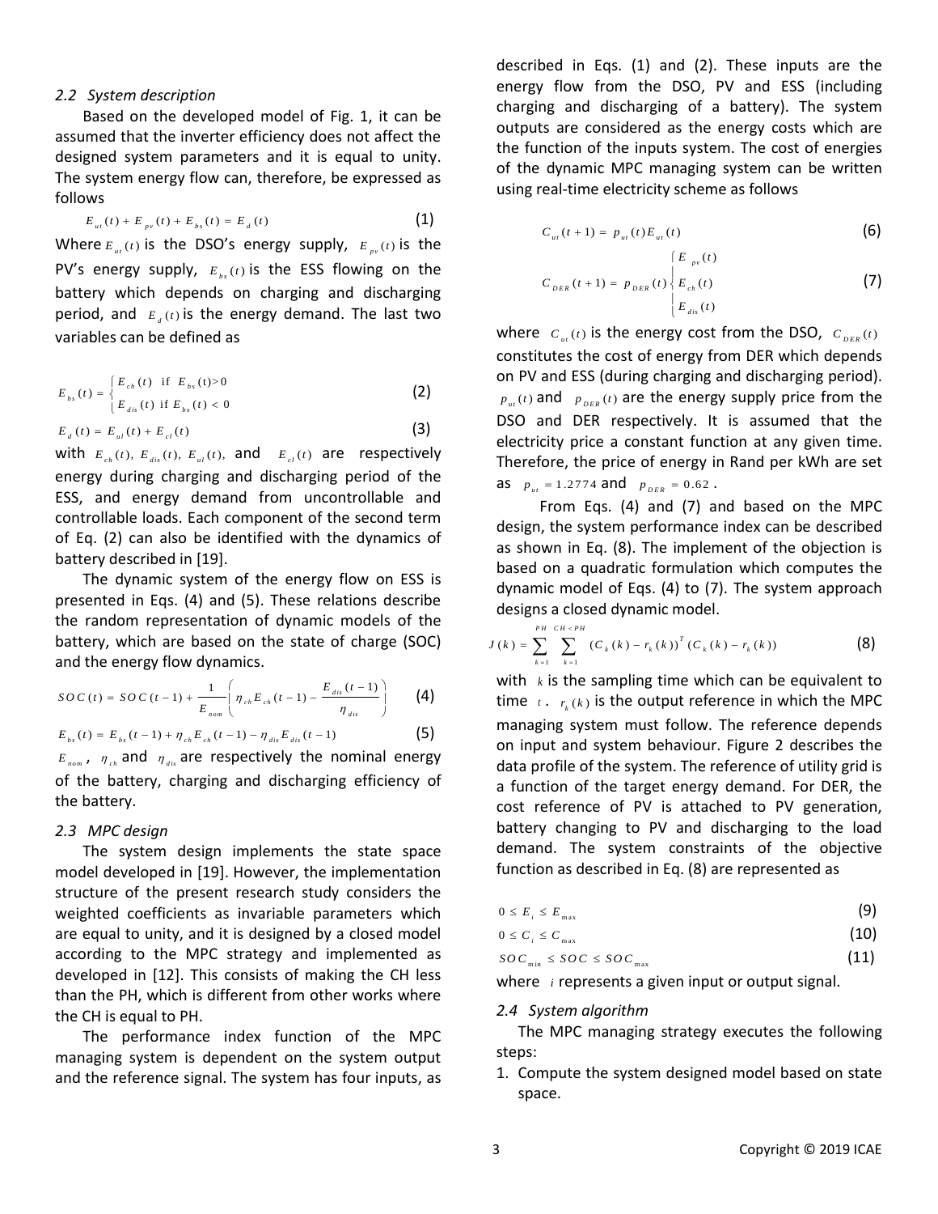### 2.2 System description

Based on the developed model of Fig. 1, it can be assumed that the inverter efficiency does not affect the designed system parameters and it is equal to unity. The system energy flow can, therefore, be expressed as follows

$$E_{ut}(t) + E_{pv}(t) + E_{bs}(t) = E_d(t) \tag{1}$$

Where $E_{ut}(t)$ is the DSO's energy supply, $E_{pv}(t)$ is the PV's energy supply, $E_{bs}(t)$ is the ESS flowing on the battery which depends on charging and discharging period, and $E_d(t)$ is the energy demand. The last two variables can be defined as

$$E_{bs}(t) = \begin{cases} E_{ch}(t) & \text{if } E_{bs}(t) > 0 \\ E_{dis}(t) & \text{if } E_{bs}(t) < 0 \end{cases} \tag{2}$$

$$E_d(t) = E_{ul}(t) + E_{cl}(t) \tag{3}$$

with $E_{ch}(t)$, $E_{dis}(t)$, $E_{ul}(t)$, and $E_{cl}(t)$ are respectively energy during charging and discharging period of the ESS, and energy demand from uncontrollable and controllable loads. Each component of the second term of Eq. (2) can also be identified with the dynamics of battery described in [19].

The dynamic system of the energy flow on ESS is presented in Eqs. (4) and (5). These relations describe the random representation of dynamic models of the battery, which are based on the state of charge (SOC) and the energy flow dynamics.

$$SOC(t) = SOC(t-1) + \frac{1}{E_{nom}}\left(\eta_{ch} E_{ch}(t-1) - \frac{E_{dis}(t-1)}{\eta_{dis}}\right) \tag{4}$$

$$E_{bs}(t) = E_{bs}(t-1) + \eta_{ch} E_{ch}(t-1) - \eta_{dis} E_{dis}(t-1) \tag{5}$$

$E_{nom}$, $\eta_{ch}$ and $\eta_{dis}$ are respectively the nominal energy of the battery, charging and discharging efficiency of the battery.

### 2.3 MPC design

The system design implements the state space model developed in [19]. However, the implementation structure of the present research study considers the weighted coefficients as invariable parameters which are equal to unity, and it is designed by a closed model according to the MPC strategy and implemented as developed in [12]. This consists of making the CH less than the PH, which is different from other works where the CH is equal to PH.

The performance index function of the MPC managing system is dependent on the system output and the reference signal. The system has four inputs, as described in Eqs. (1) and (2). These inputs are the energy flow from the DSO, PV and ESS (including charging and discharging of a battery). The system outputs are considered as the energy costs which are the function of the inputs system. The cost of energies of the dynamic MPC managing system can be written using real-time electricity scheme as follows

$$C_{ut}(t+1) = p_{ut}(t) E_{ut}(t) \tag{6}$$

$$C_{DER}(t+1) = p_{DER}(t) \begin{cases} E_{pv}(t) \\ E_{ch}(t) \\ E_{dis}(t) \end{cases} \tag{7}$$

where $C_{ut}(t)$ is the energy cost from the DSO, $C_{DER}(t)$ constitutes the cost of energy from DER which depends on PV and ESS (during charging and discharging period). $p_{ut}(t)$ and $p_{DER}(t)$ are the energy supply price from the DSO and DER respectively. It is assumed that the electricity price a constant function at any given time. Therefore, the price of energy in Rand per kWh are set as $p_{ut} = 1.2774$ and $p_{DER} = 0.62$.

From Eqs. (4) and (7) and based on the MPC design, the system performance index can be described as shown in Eq. (8). The implement of the objection is based on a quadratic formulation which computes the dynamic model of Eqs. (4) to (7). The system approach designs a closed dynamic model.

$$J(k) = \sum_{k=1}^{PH} \sum_{k=1}^{CH<PH} (C_k(k) - r_k(k))^T (C_k(k) - r_k(k)) \tag{8}$$

with $k$ is the sampling time which can be equivalent to time $t$. $r_k(k)$ is the output reference in which the MPC managing system must follow. The reference depends on input and system behaviour. Figure 2 describes the data profile of the system. The reference of utility grid is a function of the target energy demand. For DER, the cost reference of PV is attached to PV generation, battery changing to PV and discharging to the load demand. The system constraints of the objective function as described in Eq. (8) are represented as

$$0 \le E_i \le E_{\max} \tag{9}$$

$$0 \le C_i \le C_{\max} \tag{10}$$

$$SOC_{\min} \le SOC \le SOC_{\max} \tag{11}$$

where $i$ represents a given input or output signal.

### 2.4 System algorithm

The MPC managing strategy executes the following steps:

1. Compute the system designed model based on state space.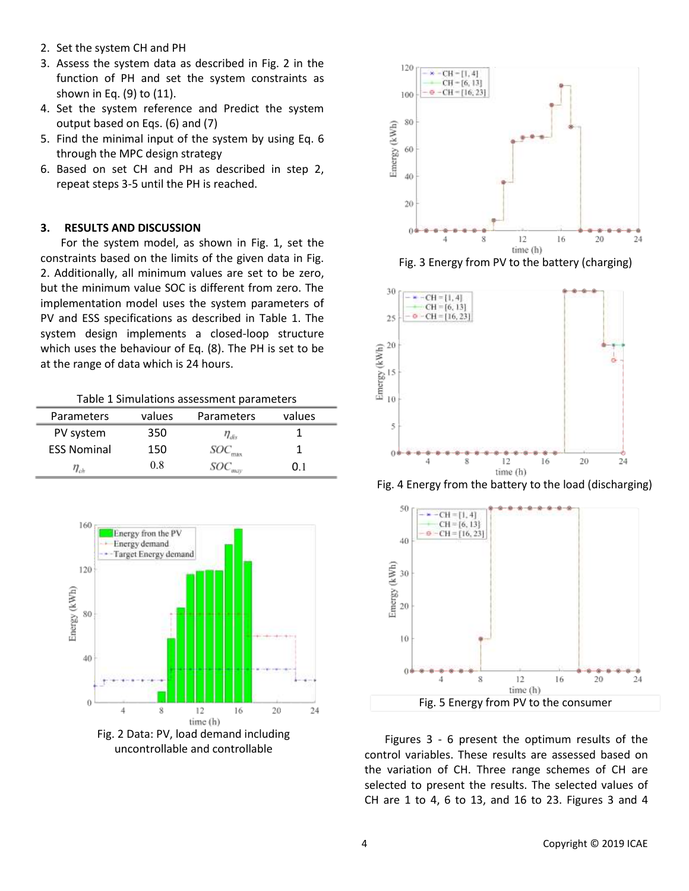2. Set the system CH and PH
3. Assess the system data as described in Fig. 2 in the function of PH and set the system constraints as shown in Eq. (9) to (11).
4. Set the system reference and Predict the system output based on Eqs. (6) and (7)
5. Find the minimal input of the system by using Eq. 6 through the MPC design strategy
6. Based on set CH and PH as described in step 2, repeat steps 3-5 until the PH is reached.

## 3. RESULTS AND DISCUSSION

For the system model, as shown in Fig. 1, set the constraints based on the limits of the given data in Fig. 2. Additionally, all minimum values are set to be zero, but the minimum value SOC is different from zero. The implementation model uses the system parameters of PV and ESS specifications as described in Table 1. The system design implements a closed-loop structure which uses the behaviour of Eq. (8). The PH is set to be at the range of data which is 24 hours.

Table 1 Simulations assessment parameters

| Parameters | values | Parameters | values |
|---|---|---|---|
| PV system | 350 | $\eta_{dis}$ | 1 |
| ESS Nominal | 150 | $SOC_{max}$ | 1 |
| $\eta_{ch}$ | 0.8 | $SOC_{min}$ | 0.1 |

Fig. 2 Data: PV, load demand including uncontrollable and controllable

Fig. 3 Energy from PV to the battery (charging)

Fig. 4 Energy from the battery to the load (discharging)

Fig. 5 Energy from PV to the consumer

Figures 3 - 6 present the optimum results of the control variables. These results are assessed based on the variation of CH. Three range schemes of CH are selected to present the results. The selected values of CH are 1 to 4, 6 to 13, and 16 to 23. Figures 3 and 4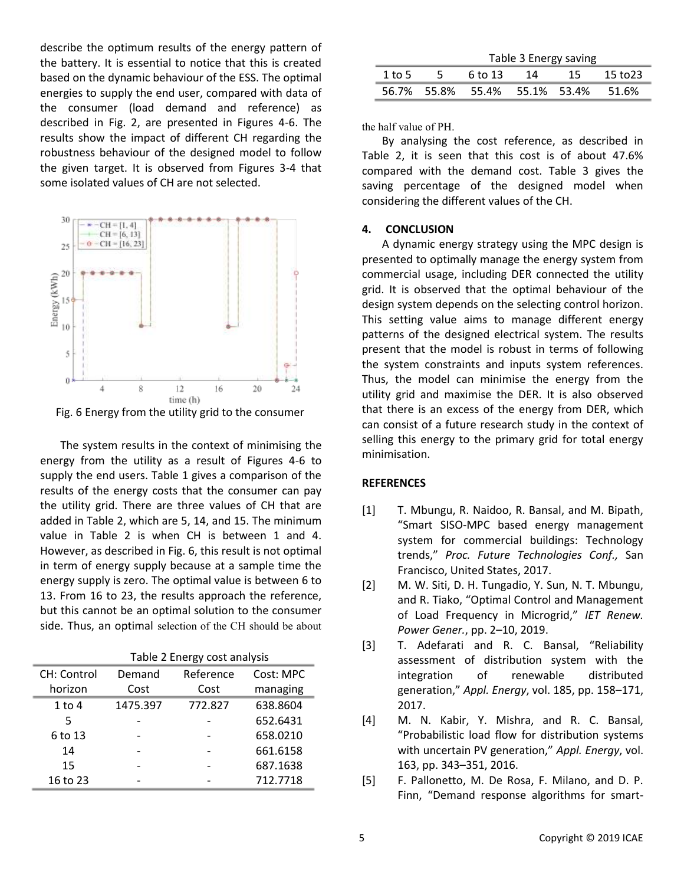describe the optimum results of the energy pattern of the battery. It is essential to notice that this is created based on the dynamic behaviour of the ESS. The optimal energies to supply the end user, compared with data of the consumer (load demand and reference) as described in Fig. 2, are presented in Figures 4-6. The results show the impact of different CH regarding the robustness behaviour of the designed model to follow the given target. It is observed from Figures 3-4 that some isolated values of CH are not selected.

Fig. 6 Energy from the utility grid to the consumer

The system results in the context of minimising the energy from the utility as a result of Figures 4-6 to supply the end users. Table 1 gives a comparison of the results of the energy costs that the consumer can pay the utility grid. There are three values of CH that are added in Table 2, which are 5, 14, and 15. The minimum value in Table 2 is when CH is between 1 and 4. However, as described in Fig. 6, this result is not optimal in term of energy supply because at a sample time the energy supply is zero. The optimal value is between 6 to 13. From 16 to 23, the results approach the reference, but this cannot be an optimal solution to the consumer side. Thus, an optimal selection of the CH should be about the half value of PH.

Table 2 Energy cost analysis

| CH: Control horizon | Demand Cost | Reference Cost | Cost: MPC managing |
|---|---|---|---|
| 1 to 4 | 1475.397 | 772.827 | 638.8604 |
| 5 | - | - | 652.6431 |
| 6 to 13 | - | - | 658.0210 |
| 14 | - | - | 661.6158 |
| 15 | - | - | 687.1638 |
| 16 to 23 | - | - | 712.7718 |

Table 3 Energy saving

| 1 to 5 | 5 | 6 to 13 | 14 | 15 | 15 to23 |
|---|---|---|---|---|---|
| 56.7% | 55.8% | 55.4% | 55.1% | 53.4% | 51.6% |

By analysing the cost reference, as described in Table 2, it is seen that this cost is of about 47.6% compared with the demand cost. Table 3 gives the saving percentage of the designed model when considering the different values of the CH.

## 4. CONCLUSION

A dynamic energy strategy using the MPC design is presented to optimally manage the energy system from commercial usage, including DER connected the utility grid. It is observed that the optimal behaviour of the design system depends on the selecting control horizon. This setting value aims to manage different energy patterns of the designed electrical system. The results present that the model is robust in terms of following the system constraints and inputs system references. Thus, the model can minimise the energy from the utility grid and maximise the DER. It is also observed that there is an excess of the energy from DER, which can consist of a future research study in the context of selling this energy to the primary grid for total energy minimisation.

## REFERENCES

[1] T. Mbungu, R. Naidoo, R. Bansal, and M. Bipath, “Smart SISO-MPC based energy management system for commercial buildings: Technology trends,” *Proc. Future Technologies Conf.,* San Francisco, United States, 2017.

[2] M. W. Siti, D. H. Tungadio, Y. Sun, N. T. Mbungu, and R. Tiako, “Optimal Control and Management of Load Frequency in Microgrid,” *IET Renew. Power Gener.*, pp. 2–10, 2019.

[3] T. Adefarati and R. C. Bansal, “Reliability assessment of distribution system with the integration of renewable distributed generation,” *Appl. Energy*, vol. 185, pp. 158–171, 2017.

[4] M. N. Kabir, Y. Mishra, and R. C. Bansal, “Probabilistic load flow for distribution systems with uncertain PV generation,” *Appl. Energy*, vol. 163, pp. 343–351, 2016.

[5] F. Pallonetto, M. De Rosa, F. Milano, and D. P. Finn, “Demand response algorithms for smart-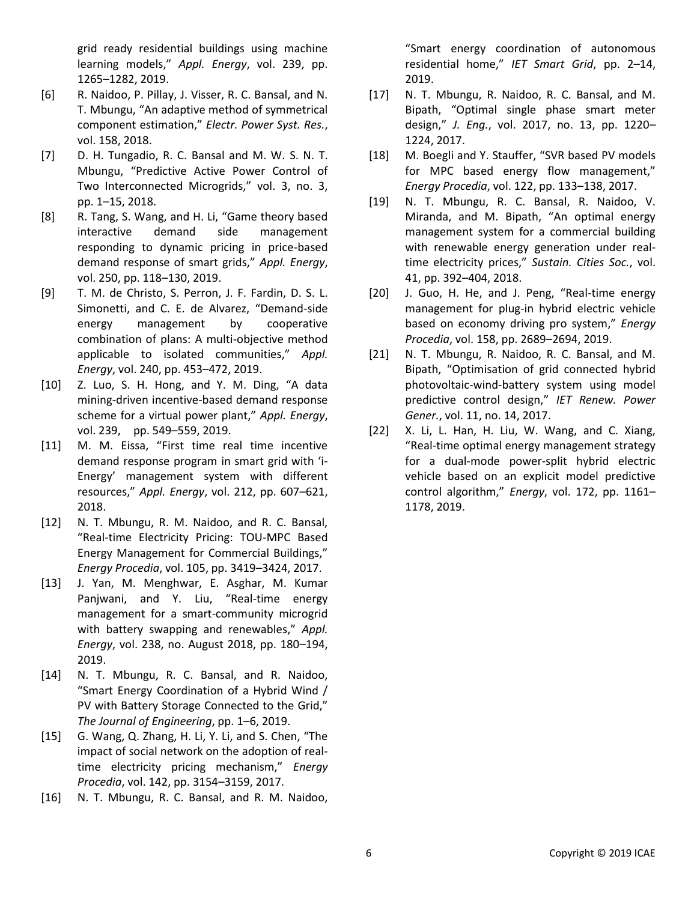grid ready residential buildings using machine learning models," *Appl. Energy*, vol. 239, pp. 1265–1282, 2019.

[6] R. Naidoo, P. Pillay, J. Visser, R. C. Bansal, and N. T. Mbungu, "An adaptive method of symmetrical component estimation," *Electr. Power Syst. Res.*, vol. 158, 2018.

[7] D. H. Tungadio, R. C. Bansal and M. W. S. N. T. Mbungu, "Predictive Active Power Control of Two Interconnected Microgrids," vol. 3, no. 3, pp. 1–15, 2018.

[8] R. Tang, S. Wang, and H. Li, "Game theory based interactive demand side management responding to dynamic pricing in price-based demand response of smart grids," *Appl. Energy*, vol. 250, pp. 118–130, 2019.

[9] T. M. de Christo, S. Perron, J. F. Fardin, D. S. L. Simonetti, and C. E. de Alvarez, "Demand-side energy management by cooperative combination of plans: A multi-objective method applicable to isolated communities," *Appl. Energy*, vol. 240, pp. 453–472, 2019.

[10] Z. Luo, S. H. Hong, and Y. M. Ding, "A data mining-driven incentive-based demand response scheme for a virtual power plant," *Appl. Energy*, vol. 239, pp. 549–559, 2019.

[11] M. M. Eissa, "First time real time incentive demand response program in smart grid with 'i-Energy' management system with different resources," *Appl. Energy*, vol. 212, pp. 607–621, 2018.

[12] N. T. Mbungu, R. M. Naidoo, and R. C. Bansal, "Real-time Electricity Pricing: TOU-MPC Based Energy Management for Commercial Buildings," *Energy Procedia*, vol. 105, pp. 3419–3424, 2017.

[13] J. Yan, M. Menghwar, E. Asghar, M. Kumar Panjwani, and Y. Liu, "Real-time energy management for a smart-community microgrid with battery swapping and renewables," *Appl. Energy*, vol. 238, no. August 2018, pp. 180–194, 2019.

[14] N. T. Mbungu, R. C. Bansal, and R. Naidoo, "Smart Energy Coordination of a Hybrid Wind / PV with Battery Storage Connected to the Grid," *The Journal of Engineering*, pp. 1–6, 2019.

[15] G. Wang, Q. Zhang, H. Li, Y. Li, and S. Chen, "The impact of social network on the adoption of real-time electricity pricing mechanism," *Energy Procedia*, vol. 142, pp. 3154–3159, 2017.

[16] N. T. Mbungu, R. C. Bansal, and R. M. Naidoo, "Smart energy coordination of autonomous residential home," *IET Smart Grid*, pp. 2–14, 2019.

[17] N. T. Mbungu, R. Naidoo, R. C. Bansal, and M. Bipath, "Optimal single phase smart meter design," *J. Eng.*, vol. 2017, no. 13, pp. 1220–1224, 2017.

[18] M. Boegli and Y. Stauffer, "SVR based PV models for MPC based energy flow management," *Energy Procedia*, vol. 122, pp. 133–138, 2017.

[19] N. T. Mbungu, R. C. Bansal, R. Naidoo, V. Miranda, and M. Bipath, "An optimal energy management system for a commercial building with renewable energy generation under real-time electricity prices," *Sustain. Cities Soc.*, vol. 41, pp. 392–404, 2018.

[20] J. Guo, H. He, and J. Peng, "Real-time energy management for plug-in hybrid electric vehicle based on economy driving pro system," *Energy Procedia*, vol. 158, pp. 2689–2694, 2019.

[21] N. T. Mbungu, R. Naidoo, R. C. Bansal, and M. Bipath, "Optimisation of grid connected hybrid photovoltaic-wind-battery system using model predictive control design," *IET Renew. Power Gener.*, vol. 11, no. 14, 2017.

[22] X. Li, L. Han, H. Liu, W. Wang, and C. Xiang, "Real-time optimal energy management strategy for a dual-mode power-split hybrid electric vehicle based on an explicit model predictive control algorithm," *Energy*, vol. 172, pp. 1161–1178, 2019.